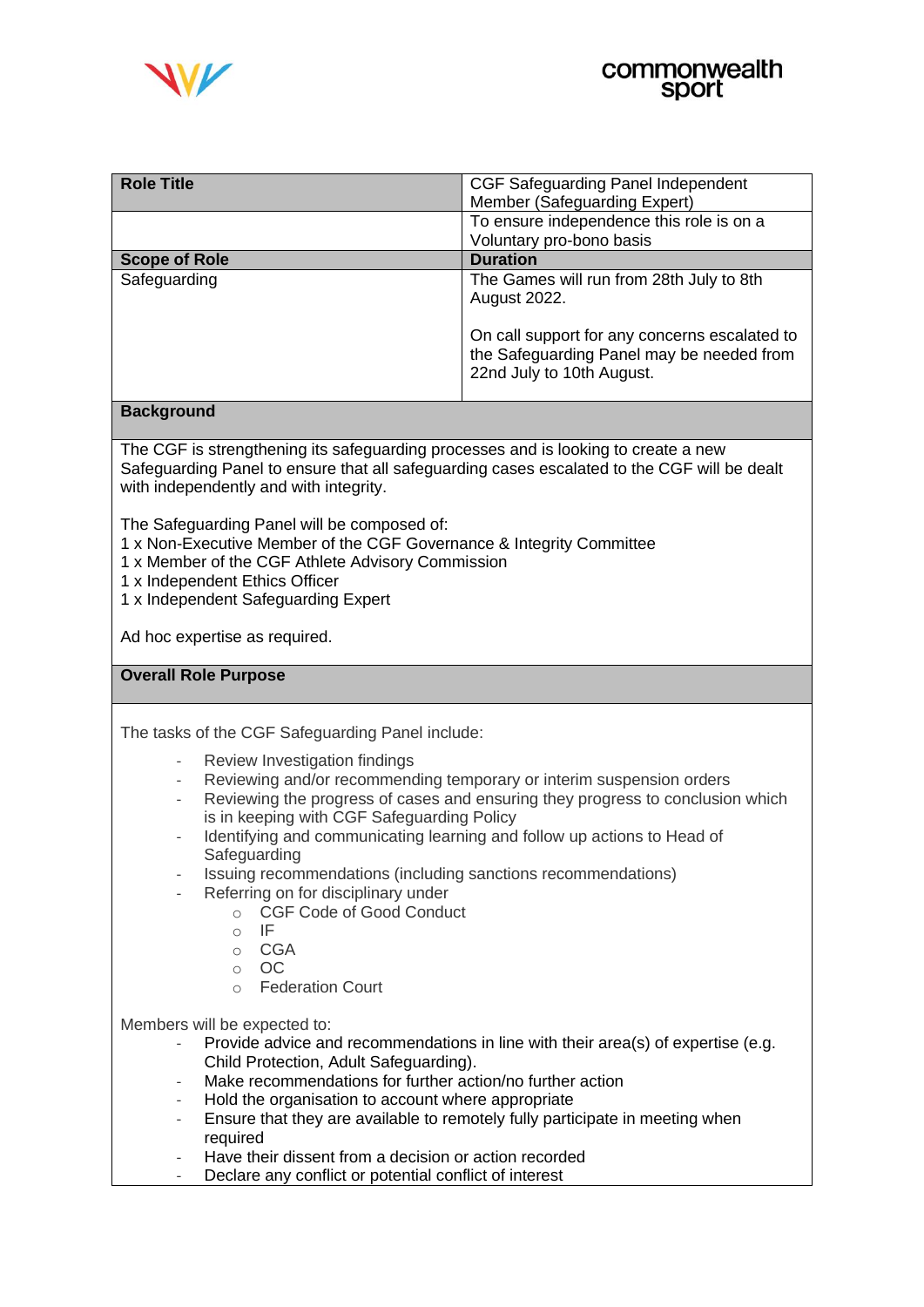| **Role Title** | CGF Safeguarding Panel Independent Member (Safeguarding Expert) |
|---|---|
| | To ensure independence this role is on a Voluntary pro-bono basis |
| **Scope of Role** | **Duration** |
| Safeguarding | The Games will run from 28th July to 8th August 2022.<br><br>On call support for any concerns escalated to the Safeguarding Panel may be needed from 22nd July to 10th August. |

**Background**

The CGF is strengthening its safeguarding processes and is looking to create a new Safeguarding Panel to ensure that all safeguarding cases escalated to the CGF will be dealt with independently and with integrity.

The Safeguarding Panel will be composed of:
1 x Non-Executive Member of the CGF Governance & Integrity Committee
1 x Member of the CGF Athlete Advisory Commission
1 x Independent Ethics Officer
1 x Independent Safeguarding Expert

Ad hoc expertise as required.

**Overall Role Purpose**

The tasks of the CGF Safeguarding Panel include:

- Review Investigation findings
- Reviewing and/or recommending temporary or interim suspension orders
- Reviewing the progress of cases and ensuring they progress to conclusion which is in keeping with CGF Safeguarding Policy
- Identifying and communicating learning and follow up actions to Head of Safeguarding
- Issuing recommendations (including sanctions recommendations)
- Referring on for disciplinary under
    - CGF Code of Good Conduct
    - IF
    - CGA
    - OC
    - Federation Court

Members will be expected to:
- Provide advice and recommendations in line with their area(s) of expertise (e.g. Child Protection, Adult Safeguarding).
- Make recommendations for further action/no further action
- Hold the organisation to account where appropriate
- Ensure that they are available to remotely fully participate in meeting when required
- Have their dissent from a decision or action recorded
- Declare any conflict or potential conflict of interest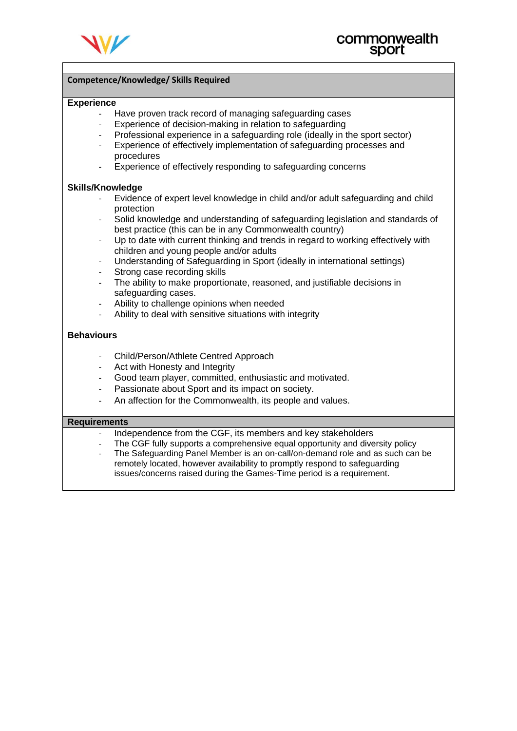## Competence/Knowledge/ Skills Required

### Experience

- Have proven track record of managing safeguarding cases
- Experience of decision-making in relation to safeguarding
- Professional experience in a safeguarding role (ideally in the sport sector)
- Experience of effectively implementation of safeguarding processes and procedures
- Experience of effectively responding to safeguarding concerns

### Skills/Knowledge

- Evidence of expert level knowledge in child and/or adult safeguarding and child protection
- Solid knowledge and understanding of safeguarding legislation and standards of best practice (this can be in any Commonwealth country)
- Up to date with current thinking and trends in regard to working effectively with children and young people and/or adults
- Understanding of Safeguarding in Sport (ideally in international settings)
- Strong case recording skills
- The ability to make proportionate, reasoned, and justifiable decisions in safeguarding cases.
- Ability to challenge opinions when needed
- Ability to deal with sensitive situations with integrity

### Behaviours

- Child/Person/Athlete Centred Approach
- Act with Honesty and Integrity
- Good team player, committed, enthusiastic and motivated.
- Passionate about Sport and its impact on society.
- An affection for the Commonwealth, its people and values.

## Requirements

- Independence from the CGF, its members and key stakeholders
- The CGF fully supports a comprehensive equal opportunity and diversity policy
- The Safeguarding Panel Member is an on-call/on-demand role and as such can be remotely located, however availability to promptly respond to safeguarding issues/concerns raised during the Games-Time period is a requirement.